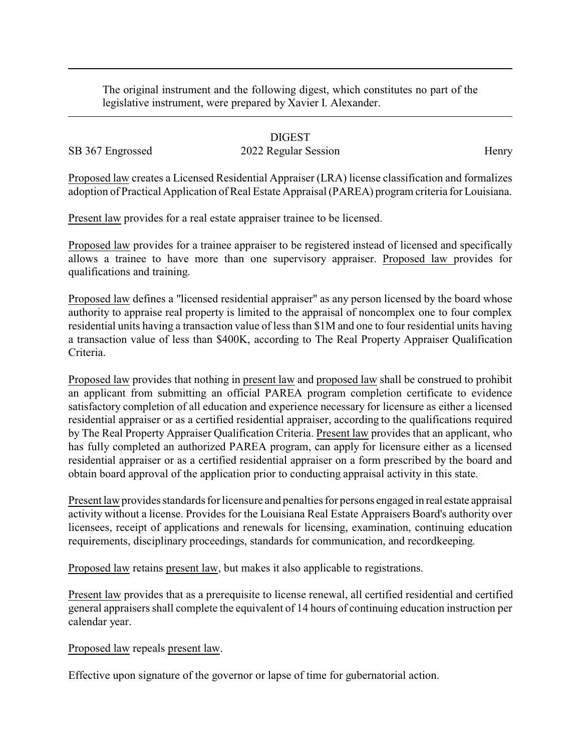The original instrument and the following digest, which constitutes no part of the legislative instrument, were prepared by Xavier I. Alexander.

# DIGEST

SB 367 Engrossed — 2022 Regular Session — Henry

Proposed law creates a Licensed Residential Appraiser (LRA) license classification and formalizes adoption of Practical Application of Real Estate Appraisal (PAREA) program criteria for Louisiana.

Present law provides for a real estate appraiser trainee to be licensed.

Proposed law provides for a trainee appraiser to be registered instead of licensed and specifically allows a trainee to have more than one supervisory appraiser. Proposed law provides for qualifications and training.

Proposed law defines a "licensed residential appraiser" as any person licensed by the board whose authority to appraise real property is limited to the appraisal of noncomplex one to four complex residential units having a transaction value of less than $1M and one to four residential units having a transaction value of less than $400K, according to The Real Property Appraiser Qualification Criteria.

Proposed law provides that nothing in present law and proposed law shall be construed to prohibit an applicant from submitting an official PAREA program completion certificate to evidence satisfactory completion of all education and experience necessary for licensure as either a licensed residential appraiser or as a certified residential appraiser, according to the qualifications required by The Real Property Appraiser Qualification Criteria. Present law provides that an applicant, who has fully completed an authorized PAREA program, can apply for licensure either as a licensed residential appraiser or as a certified residential appraiser on a form prescribed by the board and obtain board approval of the application prior to conducting appraisal activity in this state.

Present law provides standards for licensure and penalties for persons engaged in real estate appraisal activity without a license. Provides for the Louisiana Real Estate Appraisers Board's authority over licensees, receipt of applications and renewals for licensing, examination, continuing education requirements, disciplinary proceedings, standards for communication, and recordkeeping.

Proposed law retains present law, but makes it also applicable to registrations.

Present law provides that as a prerequisite to license renewal, all certified residential and certified general appraisers shall complete the equivalent of 14 hours of continuing education instruction per calendar year.

Proposed law repeals present law.

Effective upon signature of the governor or lapse of time for gubernatorial action.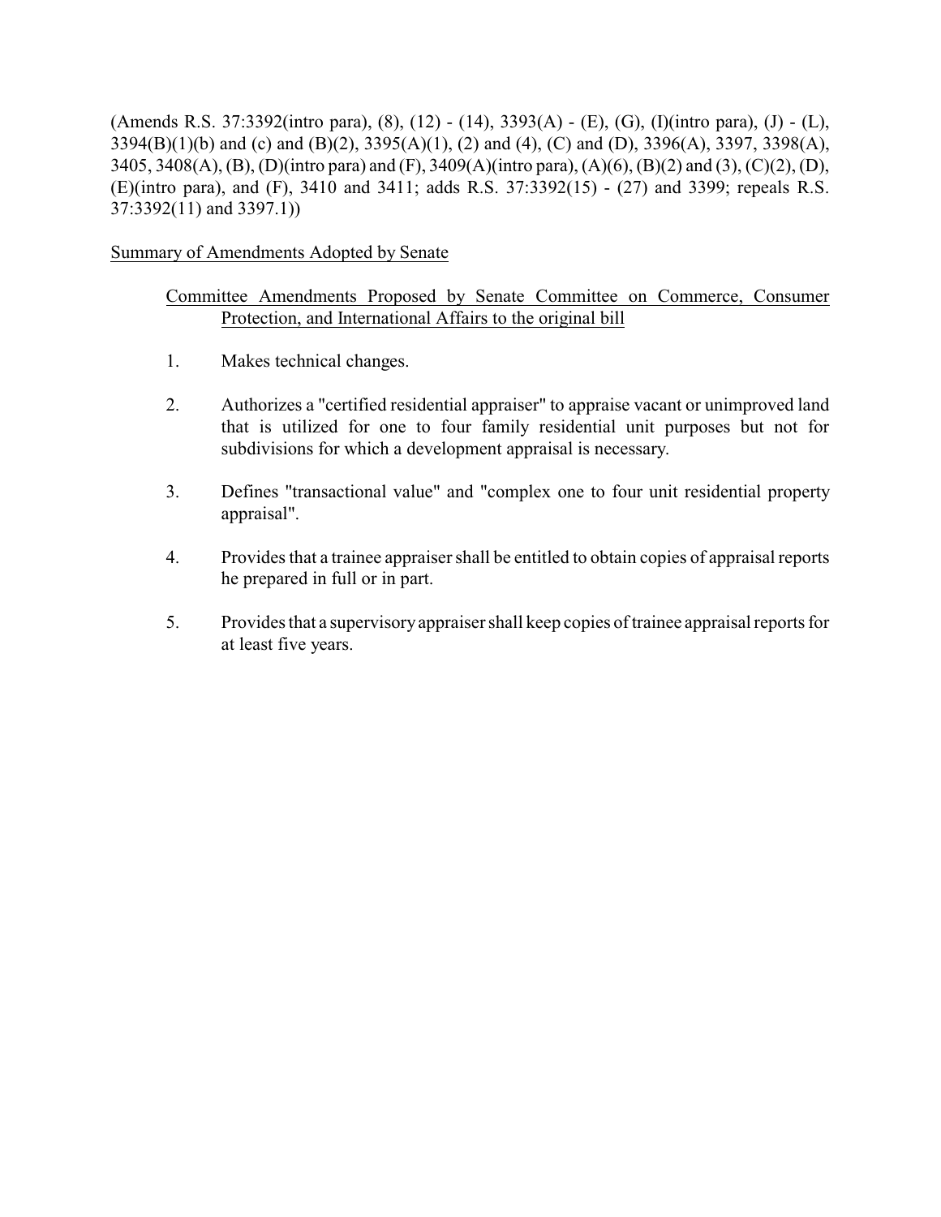(Amends R.S. 37:3392(intro para), (8), (12) - (14), 3393(A) - (E), (G), (I)(intro para), (J) - (L), 3394(B)(1)(b) and (c) and (B)(2), 3395(A)(1), (2) and (4), (C) and (D), 3396(A), 3397, 3398(A), 3405, 3408(A), (B), (D)(intro para) and (F), 3409(A)(intro para), (A)(6), (B)(2) and (3), (C)(2), (D), (E)(intro para), and (F), 3410 and 3411; adds R.S. 37:3392(15) - (27) and 3399; repeals R.S. 37:3392(11) and 3397.1))

<u>Summary of Amendments Adopted by Senate</u>

<u>Committee Amendments Proposed by Senate Committee on Commerce, Consumer Protection, and International Affairs to the original bill</u>

1. Makes technical changes.

2. Authorizes a "certified residential appraiser" to appraise vacant or unimproved land that is utilized for one to four family residential unit purposes but not for subdivisions for which a development appraisal is necessary.

3. Defines "transactional value" and "complex one to four unit residential property appraisal".

4. Provides that a trainee appraiser shall be entitled to obtain copies of appraisal reports he prepared in full or in part.

5. Provides that a supervisory appraiser shall keep copies of trainee appraisal reports for at least five years.